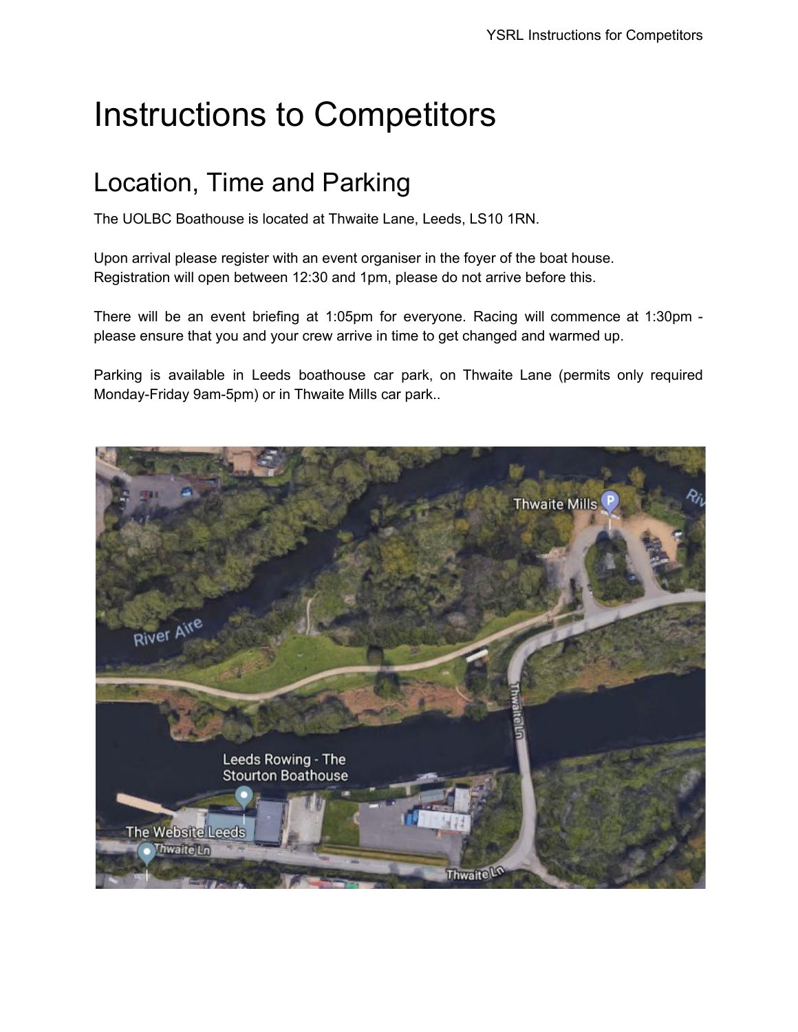# Instructions to Competitors

## Location, Time and Parking

The UOLBC Boathouse is located at Thwaite Lane, Leeds, LS10 1RN.

Upon arrival please register with an event organiser in the foyer of the boat house.
Registration will open between 12:30 and 1pm, please do not arrive before this.

There will be an event briefing at 1:05pm for everyone. Racing will commence at 1:30pm - please ensure that you and your crew arrive in time to get changed and warmed up.

Parking is available in Leeds boathouse car park, on Thwaite Lane (permits only required Monday-Friday 9am-5pm) or in Thwaite Mills car park..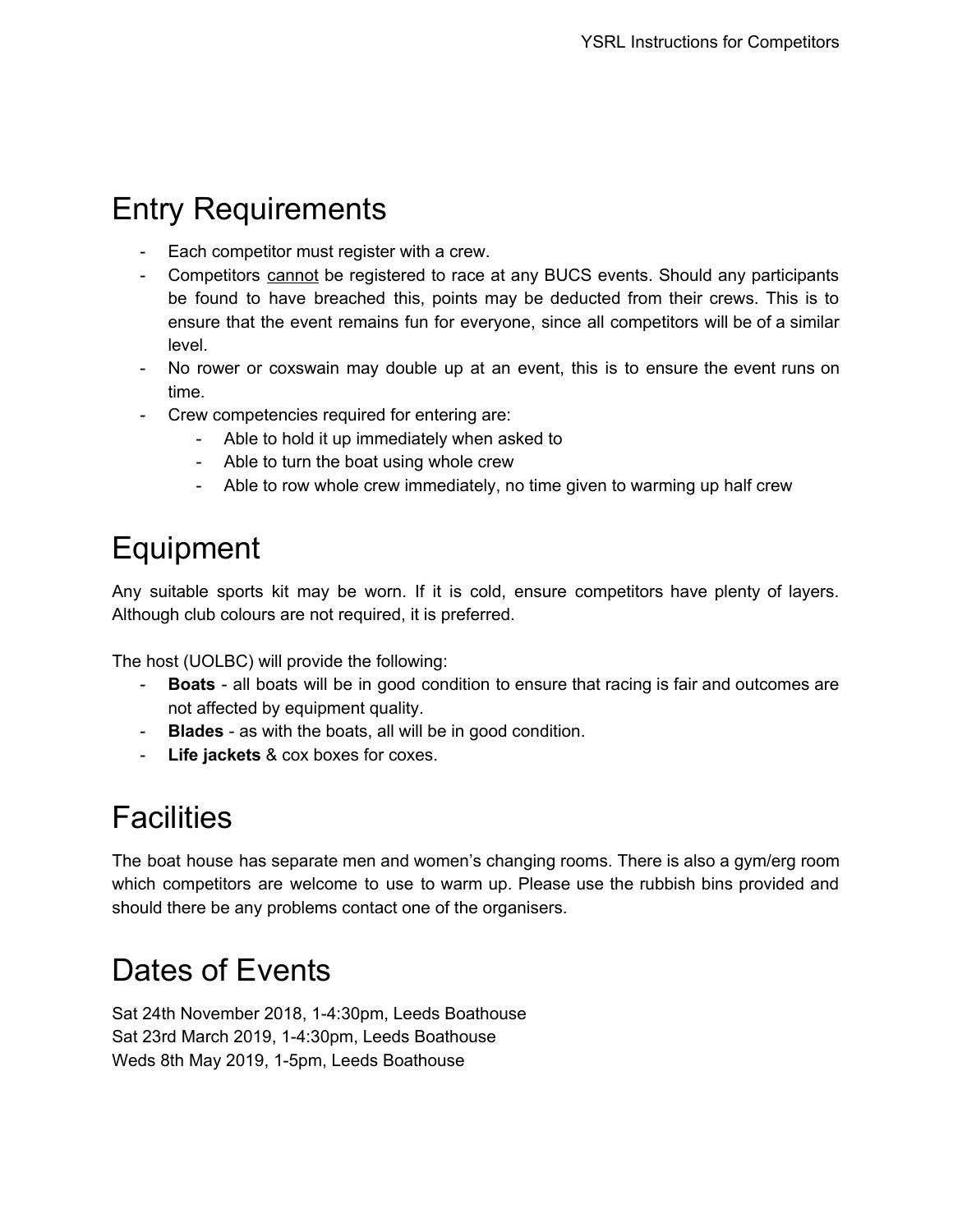## Entry Requirements

- Each competitor must register with a crew.
- Competitors <u>cannot</u> be registered to race at any BUCS events. Should any participants be found to have breached this, points may be deducted from their crews. This is to ensure that the event remains fun for everyone, since all competitors will be of a similar level.
- No rower or coxswain may double up at an event, this is to ensure the event runs on time.
- Crew competencies required for entering are:
    - Able to hold it up immediately when asked to
    - Able to turn the boat using whole crew
    - Able to row whole crew immediately, no time given to warming up half crew

## Equipment

Any suitable sports kit may be worn. If it is cold, ensure competitors have plenty of layers. Although club colours are not required, it is preferred.

The host (UOLBC) will provide the following:

- **Boats** - all boats will be in good condition to ensure that racing is fair and outcomes are not affected by equipment quality.
- **Blades** - as with the boats, all will be in good condition.
- **Life jackets** & cox boxes for coxes.

## Facilities

The boat house has separate men and women's changing rooms. There is also a gym/erg room which competitors are welcome to use to warm up. Please use the rubbish bins provided and should there be any problems contact one of the organisers.

## Dates of Events

Sat 24th November 2018, 1-4:30pm, Leeds Boathouse
Sat 23rd March 2019, 1-4:30pm, Leeds Boathouse
Weds 8th May 2019, 1-5pm, Leeds Boathouse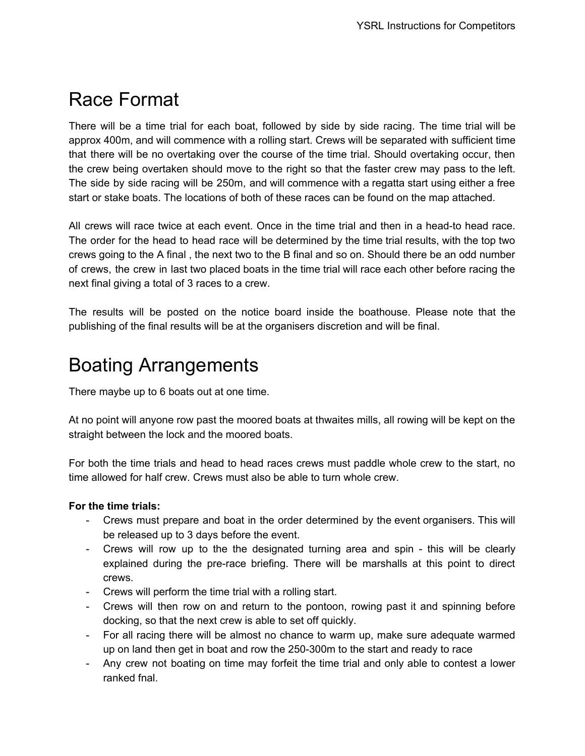# Race Format

There will be a time trial for each boat, followed by side by side racing. The time trial will be approx 400m, and will commence with a rolling start. Crews will be separated with sufficient time that there will be no overtaking over the course of the time trial. Should overtaking occur, then the crew being overtaken should move to the right so that the faster crew may pass to the left. The side by side racing will be 250m, and will commence with a regatta start using either a free start or stake boats. The locations of both of these races can be found on the map attached.

All crews will race twice at each event. Once in the time trial and then in a head-to head race. The order for the head to head race will be determined by the time trial results, with the top two crews going to the A final , the next two to the B final and so on. Should there be an odd number of crews, the crew in last two placed boats in the time trial will race each other before racing the next final giving a total of 3 races to a crew.

The results will be posted on the notice board inside the boathouse. Please note that the publishing of the final results will be at the organisers discretion and will be final.

# Boating Arrangements

There maybe up to 6 boats out at one time.

At no point will anyone row past the moored boats at thwaites mills, all rowing will be kept on the straight between the lock and the moored boats.

For both the time trials and head to head races crews must paddle whole crew to the start, no time allowed for half crew. Crews must also be able to turn whole crew.

**For the time trials:**

- Crews must prepare and boat in the order determined by the event organisers. This will be released up to 3 days before the event.
- Crews will row up to the the designated turning area and spin - this will be clearly explained during the pre-race briefing. There will be marshalls at this point to direct crews.
- Crews will perform the time trial with a rolling start.
- Crews will then row on and return to the pontoon, rowing past it and spinning before docking, so that the next crew is able to set off quickly.
- For all racing there will be almost no chance to warm up, make sure adequate warmed up on land then get in boat and row the 250-300m to the start and ready to race
- Any crew not boating on time may forfeit the time trial and only able to contest a lower ranked fnal.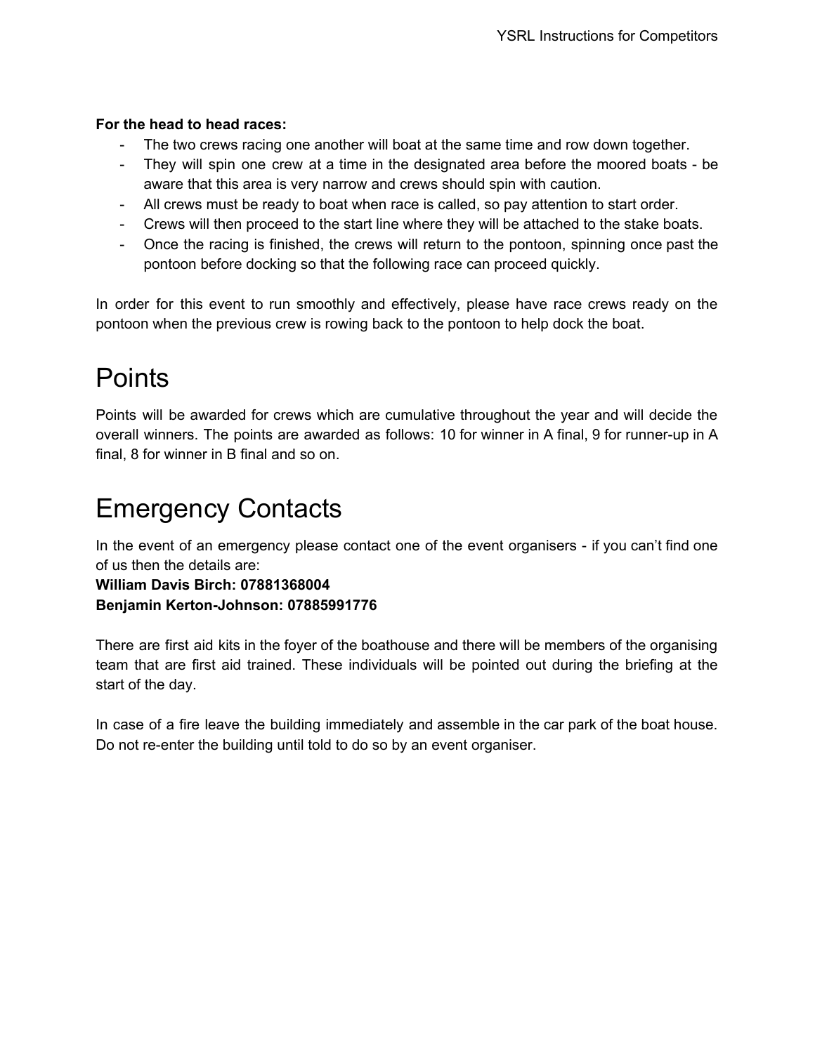**For the head to head races:**

- The two crews racing one another will boat at the same time and row down together.
- They will spin one crew at a time in the designated area before the moored boats - be aware that this area is very narrow and crews should spin with caution.
- All crews must be ready to boat when race is called, so pay attention to start order.
- Crews will then proceed to the start line where they will be attached to the stake boats.
- Once the racing is finished, the crews will return to the pontoon, spinning once past the pontoon before docking so that the following race can proceed quickly.

In order for this event to run smoothly and effectively, please have race crews ready on the pontoon when the previous crew is rowing back to the pontoon to help dock the boat.

# Points

Points will be awarded for crews which are cumulative throughout the year and will decide the overall winners. The points are awarded as follows: 10 for winner in A final, 9 for runner-up in A final, 8 for winner in B final and so on.

# Emergency Contacts

In the event of an emergency please contact one of the event organisers - if you can't find one of us then the details are:
**William Davis Birch: 07881368004**
**Benjamin Kerton-Johnson: 07885991776**

There are first aid kits in the foyer of the boathouse and there will be members of the organising team that are first aid trained. These individuals will be pointed out during the briefing at the start of the day.

In case of a fire leave the building immediately and assemble in the car park of the boat house. Do not re-enter the building until told to do so by an event organiser.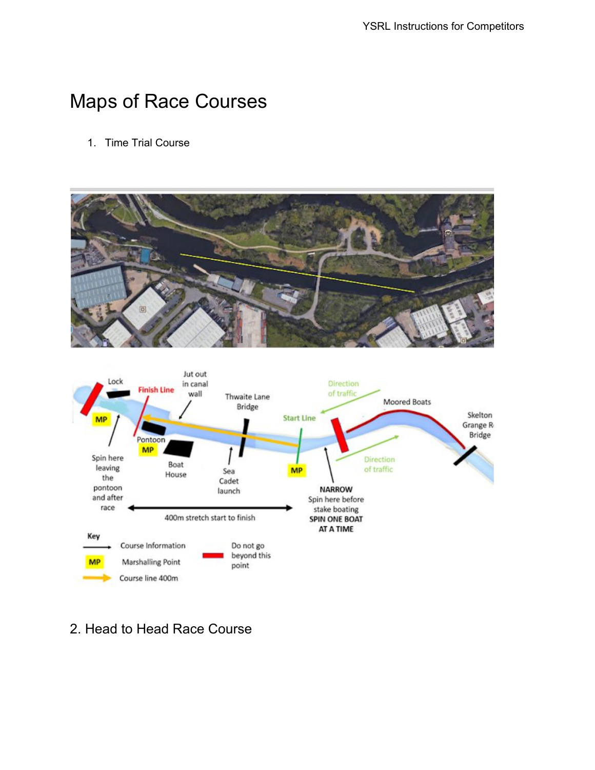# Maps of Race Courses

1. Time Trial Course

Lock

Finish Line

Jut out in canal wall

Thwaite Lane Bridge

Direction of traffic

Moored Boats

Start Line

Skelton Grange Rd Bridge

MP

Pontoon

MP

Boat House

Sea Cadet launch

MP

Direction of traffic

Spin here leaving the pontoon and after race

NARROW
Spin here before stake boating
SPIN ONE BOAT AT A TIME

400m stretch start to finish

Key

Course Information

Marshalling Point

Course line 400m

Do not go beyond this point

## 2. Head to Head Race Course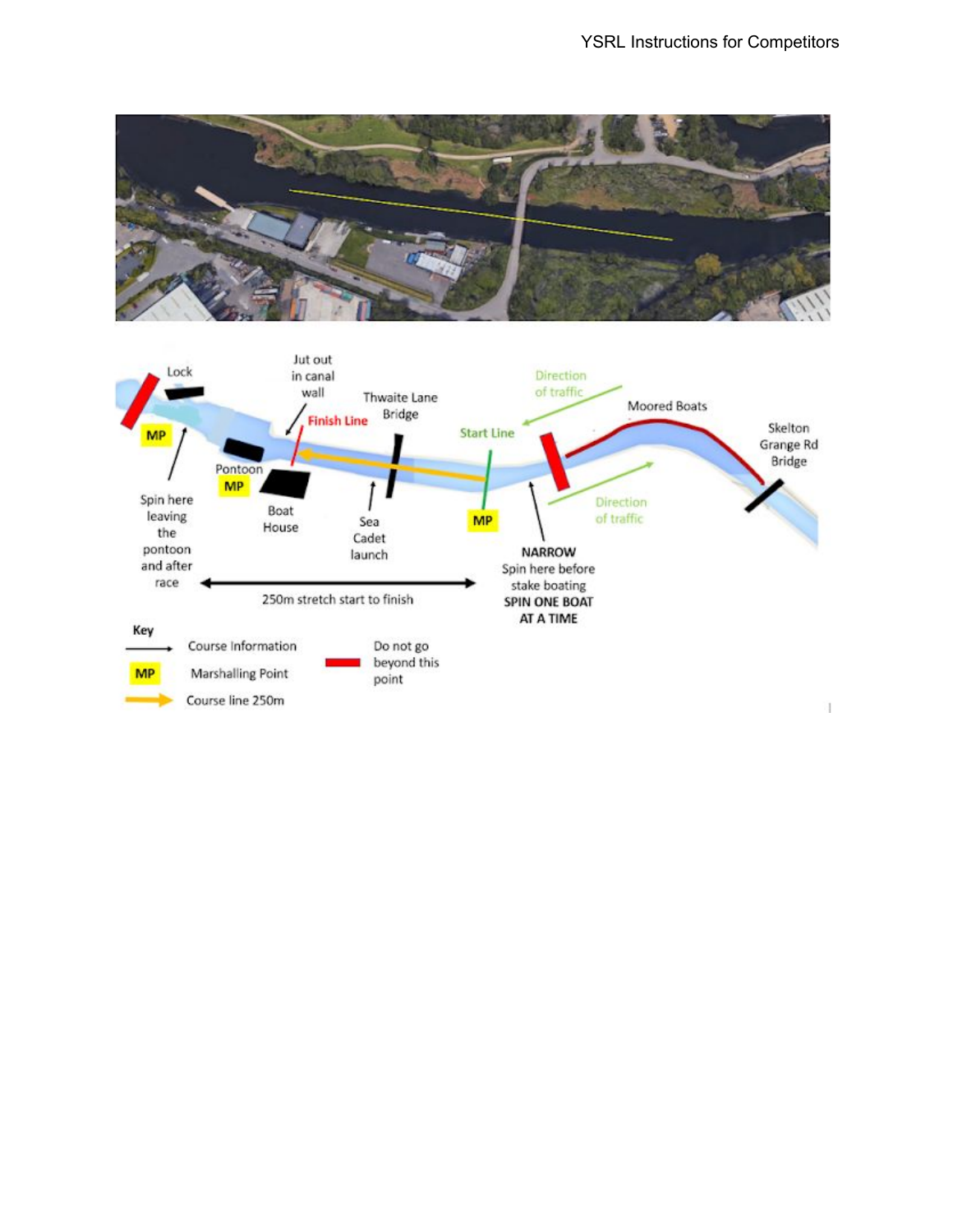Lock

MP

Jut out in canal wall

Finish Line

Thwaite Lane Bridge

Direction of traffic

Start Line

Moored Boats

Skelton Grange Rd Bridge

Pontoon

MP

Boat House

Sea Cadet launch

MP

Direction of traffic

Spin here leaving the pontoon and after race

NARROW
Spin here before stake boating
**SPIN ONE BOAT AT A TIME**

250m stretch start to finish

**Key**

Course Information

MP Marshalling Point

Course line 250m

Do not go beyond this point